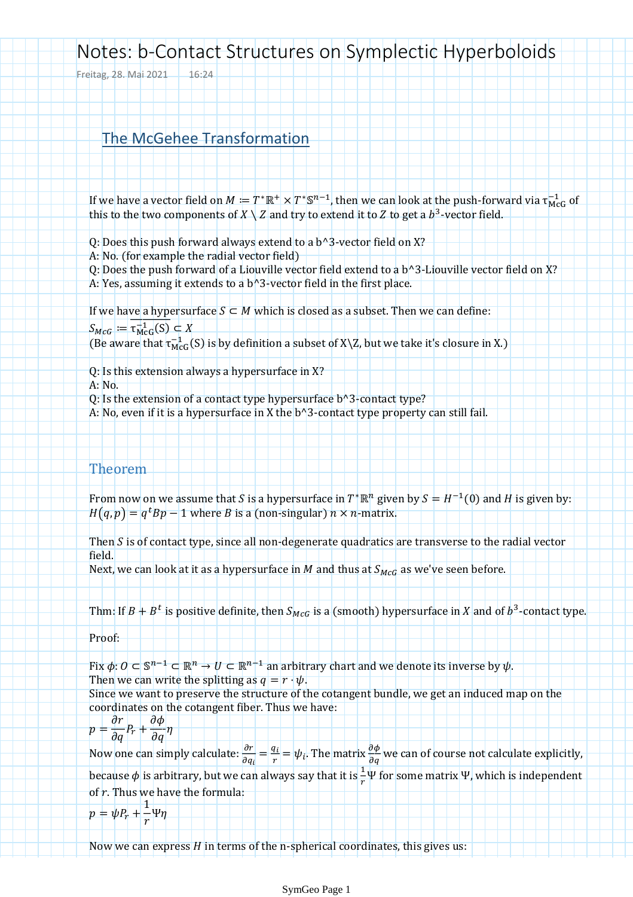# Notes: b-Contact Structures on Symplectic Hyperboloids

Freitag, 28. Mai 2021 16:24

## The McGehee Transformation

If we have a vector field on $M := T^*\mathbb{R}^+ \times T^*\mathbb{S}^{n-1}$, then we can look at the push-forward via $\tau_{\mathrm{McG}}^{-1}$ of this to the two components of $X \setminus Z$ and try to extend it to $Z$ to get a $b^3$-vector field.

Q: Does this push forward always extend to a b^3-vector field on X?
A: No. (for example the radial vector field)
Q: Does the push forward of a Liouville vector field extend to a b^3-Liouville vector field on X?
A: Yes, assuming it extends to a b^3-vector field in the first place.

If we have a hypersurface $S \subset M$ which is closed as a subset. Then we can define:
$S_{McG} := \overline{\tau_{\mathrm{McG}}^{-1}(\mathrm{S})} \subset X$
(Be aware that $\tau_{\mathrm{McG}}^{-1}(\mathrm{S})$ is by definition a subset of X\Z, but we take it's closure in X.)

Q: Is this extension always a hypersurface in X?
A: No.
Q: Is the extension of a contact type hypersurface b^3-contact type?
A: No, even if it is a hypersurface in X the b^3-contact type property can still fail.

### Theorem

From now on we assume that $S$ is a hypersurface in $T^*\mathbb{R}^n$ given by $S = H^{-1}(0)$ and $H$ is given by:
$H(q,p) = q^tBp - 1$ where $B$ is a (non-singular) $n \times n$-matrix.

Then $S$ is of contact type, since all non-degenerate quadratics are transverse to the radial vector field.
Next, we can look at it as a hypersurface in $M$ and thus at $S_{McG}$ as we've seen before.

Thm: If $B + B^t$ is positive definite, then $S_{McG}$ is a (smooth) hypersurface in $X$ and of $b^3$-contact type.

Proof:

Fix $\phi: O \subset \mathbb{S}^{n-1} \subset \mathbb{R}^n \to U \subset \mathbb{R}^{n-1}$ an arbitrary chart and we denote its inverse by $\psi$.
Then we can write the splitting as $q = r \cdot \psi$.
Since we want to preserve the structure of the cotangent bundle, we get an induced map on the coordinates on the cotangent fiber. Thus we have:

$$p = \frac{\partial r}{\partial q} P_r + \frac{\partial \phi}{\partial q}\eta$$

Now one can simply calculate: $\frac{\partial r}{\partial q_i} = \frac{q_i}{r} = \psi_i$. The matrix $\frac{\partial \phi}{\partial q}$ we can of course not calculate explicitly, because $\phi$ is arbitrary, but we can always say that it is $\frac{1}{r}\Psi$ for some matrix $\Psi$, which is independent of $r$. Thus we have the formula:

$$p = \psi P_r + \frac{1}{r}\Psi\eta$$

Now we can express $H$ in terms of the n-spherical coordinates, this gives us: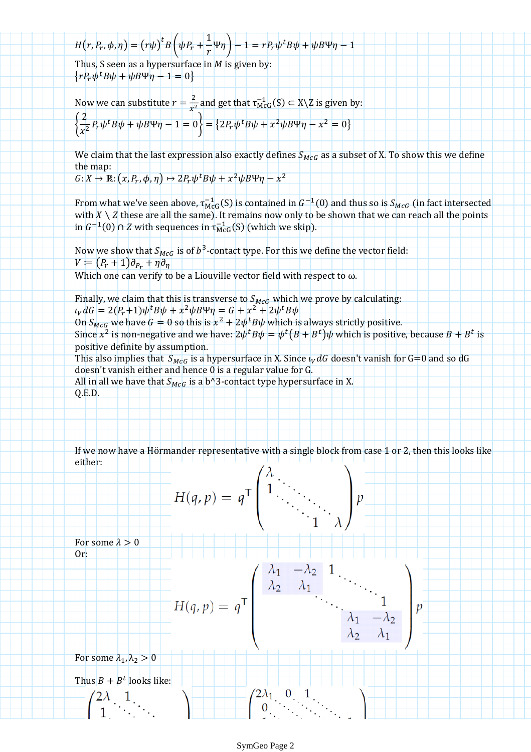$$H(r, P_r, \phi, \eta) = (r\psi)^t B\left(\psi P_r + \frac{1}{r}\Psi\eta\right) - 1 = rP_r\psi^t B\psi + \psi B\Psi\eta - 1$$

Thus, S seen as a hypersurface in $M$ is given by:

$\{rP_r\psi^t B\psi + \psi B\Psi\eta - 1 = 0\}$

Now we can substitute $r = \frac{2}{x^2}$ and get that $\tau_{\mathrm{McG}}^{-1}(\mathrm{S}) \subset \mathrm{X}\backslash\mathrm{Z}$ is given by:

$$\left\{\frac{2}{x^2}P_r\psi^t B\psi + \psi B\Psi\eta - 1 = 0\right\} = \{2P_r\psi^t B\psi + x^2\psi B\Psi\eta - x^2 = 0\}$$

We claim that the last expression also exactly defines $S_{McG}$ as a subset of X. To show this we define the map:

$G: X \to \mathbb{R}: (x, P_r, \phi, \eta) \mapsto 2P_r\psi^t B\psi + x^2\psi B\Psi\eta - x^2$

From what we've seen above, $\tau_{\mathrm{McG}}^{-1}(\mathrm{S})$ is contained in $G^{-1}(0)$ and thus so is $S_{McG}$ (in fact intersected with $X \setminus Z$ these are all the same). It remains now only to be shown that we can reach all the points in $G^{-1}(0) \cap Z$ with sequences in $\tau_{\mathrm{McG}}^{-1}(\mathrm{S})$ (which we skip).

Now we show that $S_{McG}$ is of $b^3$-contact type. For this we define the vector field:

$V := (P_r + 1)\partial_{P_r} + \eta\partial_\eta$

Which one can verify to be a Liouville vector field with respect to ω.

Finally, we claim that this is transverse to $S_{McG}$ which we prove by calculating:

$\iota_V dG = 2(P_r{+}1)\psi^t B\psi + x^2\psi B\Psi\eta = G + x^2 + 2\psi^t B\psi$

On $S_{McG}$ we have $G = 0$ so this is $x^2 + 2\psi^t B\psi$ which is always strictly positive.

Since $x^2$ is non-negative and we have: $2\psi^t B\psi = \psi^t(B + B^t)\psi$ which is positive, because $B + B^t$ is positive definite by assumption.

This also implies that $S_{McG}$ is a hypersurface in X. Since $\iota_V dG$ doesn't vanish for G=0 and so dG doesn't vanish either and hence 0 is a regular value for G.

All in all we have that $S_{McG}$ is a b^3-contact type hypersurface in X.

Q.E.D.

If we now have a Hörmander representative with a single block from case 1 or 2, then this looks like either:

$$H(q,p) = q^\mathsf{T}\begin{pmatrix} \lambda & & & \\ 1 & \ddots & & \\ & \ddots & \ddots & \\ & & 1 & \lambda \end{pmatrix} p$$

For some $\lambda > 0$

Or:

$$H(q,p) = q^\mathsf{T}\begin{pmatrix} \lambda_1 & -\lambda_2 & 1 & & \\ \lambda_2 & \lambda_1 & & \ddots & \\ & & \ddots & & 1 \\ & & & \lambda_1 & -\lambda_2 \\ & & & \lambda_2 & \lambda_1 \end{pmatrix} p$$

For some $\lambda_1, \lambda_2 > 0$

Thus $B + B^t$ looks like:

$$\begin{pmatrix} 2\lambda & 1 & & \\ 1 & \ddots & \ddots & \\ & \ddots & & \end{pmatrix} \quad \begin{pmatrix} 2\lambda_1 & 0 & 1 & \\ 0 & \ddots & \ddots & \ddots \\ & \ddots & & \end{pmatrix}$$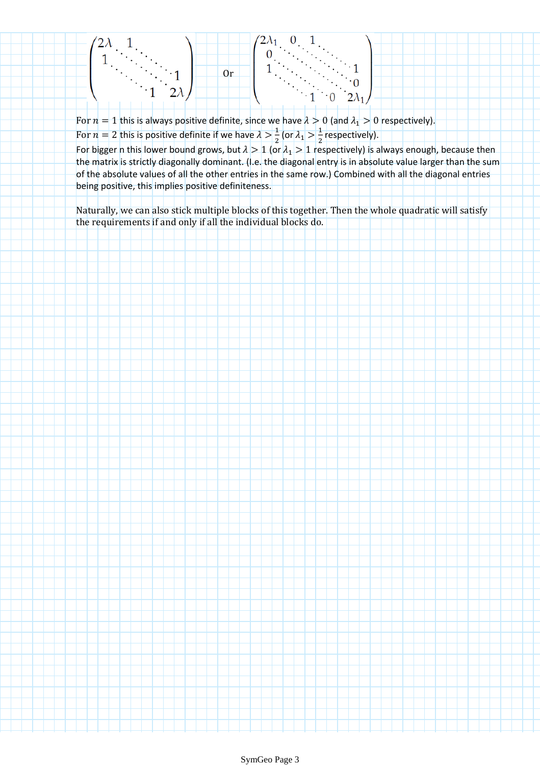$$\begin{pmatrix} 2\lambda & 1 & & \\ 1 & \ddots & \ddots & \\ & \ddots & \ddots & 1 \\ & & 1 & 2\lambda \end{pmatrix} \quad \text{Or} \quad \begin{pmatrix} 2\lambda_1 & 0 & 1 & & & \\ 0 & \ddots & \ddots & \ddots & & \\ 1 & \ddots & \ddots & \ddots & \ddots & \\ & \ddots & \ddots & \ddots & \ddots & 1 \\ & & \ddots & \ddots & \ddots & 0 \\ & & & 1 & 0 & 2\lambda_1 \end{pmatrix}$$

For $n = 1$ this is always positive definite, since we have $\lambda > 0$ (and $\lambda_1 > 0$ respectively).
For $n = 2$ this is positive definite if we have $\lambda > \frac{1}{2}$ (or $\lambda_1 > \frac{1}{2}$ respectively).
For bigger n this lower bound grows, but $\lambda > 1$ (or $\lambda_1 > 1$ respectively) is always enough, because then the matrix is strictly diagonally dominant. (I.e. the diagonal entry is in absolute value larger than the sum of the absolute values of all the other entries in the same row.) Combined with all the diagonal entries being positive, this implies positive definiteness.

Naturally, we can also stick multiple blocks of this together. Then the whole quadratic will satisfy the requirements if and only if all the individual blocks do.